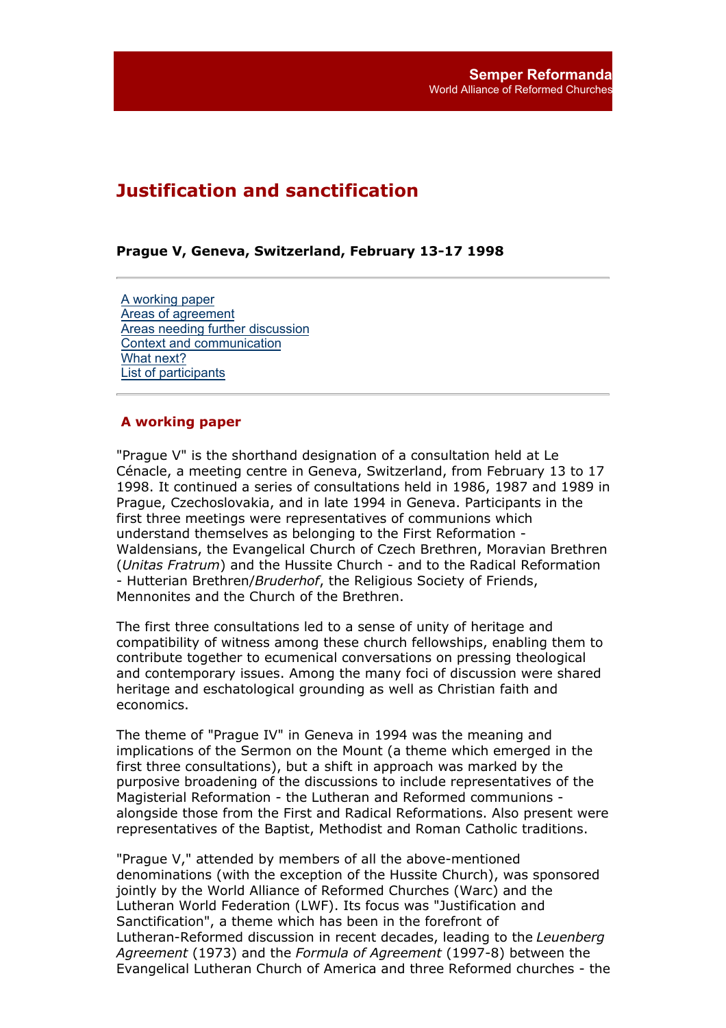Semper Reformanda
World Alliance of Reformed Churches

# Justification and sanctification

**Prague V, Geneva, Switzerland, February 13-17 1998**

---

- [A working paper]
- [Areas of agreement]
- [Areas needing further discussion]
- [Context and communication]
- [What next?]
- [List of participants]

---

## A working paper

"Prague V" is the shorthand designation of a consultation held at Le Cénacle, a meeting centre in Geneva, Switzerland, from February 13 to 17 1998. It continued a series of consultations held in 1986, 1987 and 1989 in Prague, Czechoslovakia, and in late 1994 in Geneva. Participants in the first three meetings were representatives of communions which understand themselves as belonging to the First Reformation - Waldensians, the Evangelical Church of Czech Brethren, Moravian Brethren (*Unitas Fratrum*) and the Hussite Church - and to the Radical Reformation - Hutterian Brethren/*Bruderhof*, the Religious Society of Friends, Mennonites and the Church of the Brethren.

The first three consultations led to a sense of unity of heritage and compatibility of witness among these church fellowships, enabling them to contribute together to ecumenical conversations on pressing theological and contemporary issues. Among the many foci of discussion were shared heritage and eschatological grounding as well as Christian faith and economics.

The theme of "Prague IV" in Geneva in 1994 was the meaning and implications of the Sermon on the Mount (a theme which emerged in the first three consultations), but a shift in approach was marked by the purposive broadening of the discussions to include representatives of the Magisterial Reformation - the Lutheran and Reformed communions - alongside those from the First and Radical Reformations. Also present were representatives of the Baptist, Methodist and Roman Catholic traditions.

"Prague V," attended by members of all the above-mentioned denominations (with the exception of the Hussite Church), was sponsored jointly by the World Alliance of Reformed Churches (Warc) and the Lutheran World Federation (LWF). Its focus was "Justification and Sanctification", a theme which has been in the forefront of Lutheran-Reformed discussion in recent decades, leading to the *Leuenberg Agreement* (1973) and the *Formula of Agreement* (1997-8) between the Evangelical Lutheran Church of America and three Reformed churches - the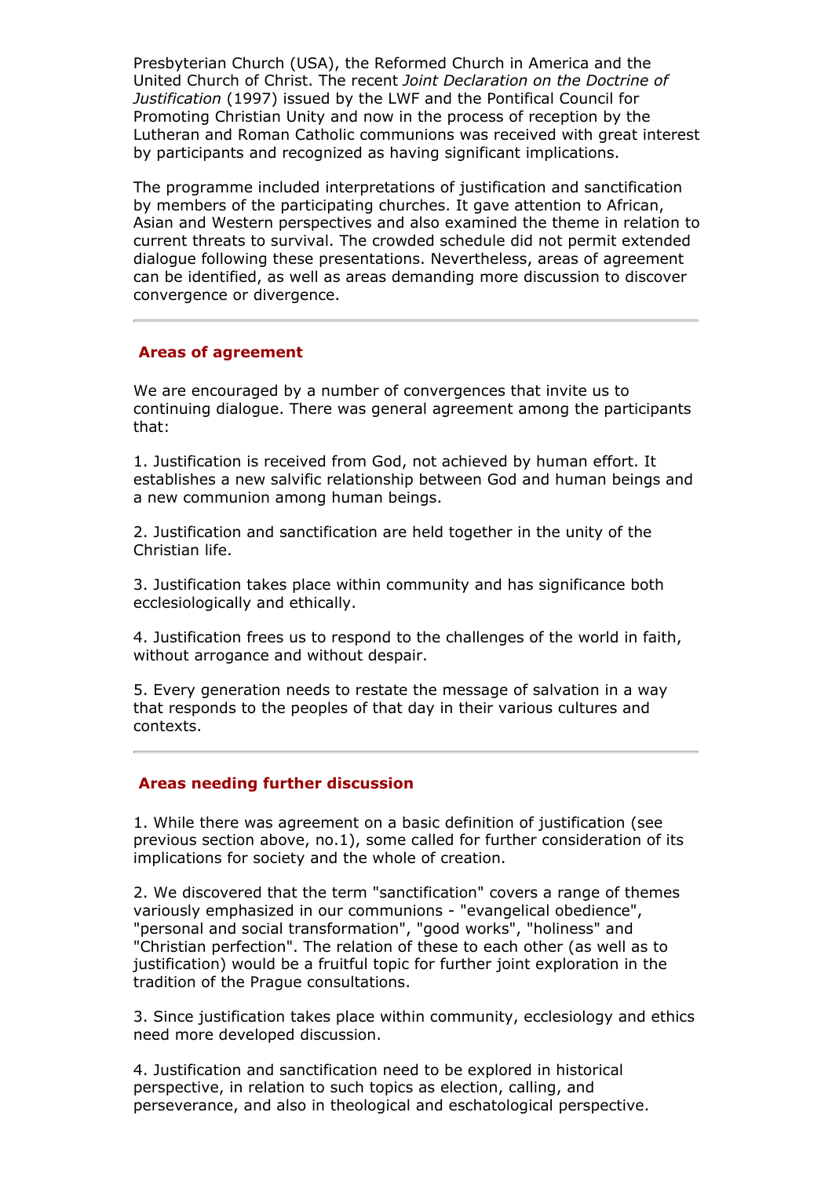Presbyterian Church (USA), the Reformed Church in America and the United Church of Christ. The recent *Joint Declaration on the Doctrine of Justification* (1997) issued by the LWF and the Pontifical Council for Promoting Christian Unity and now in the process of reception by the Lutheran and Roman Catholic communions was received with great interest by participants and recognized as having significant implications.

The programme included interpretations of justification and sanctification by members of the participating churches. It gave attention to African, Asian and Western perspectives and also examined the theme in relation to current threats to survival. The crowded schedule did not permit extended dialogue following these presentations. Nevertheless, areas of agreement can be identified, as well as areas demanding more discussion to discover convergence or divergence.

---

### Areas of agreement

We are encouraged by a number of convergences that invite us to continuing dialogue. There was general agreement among the participants that:

1. Justification is received from God, not achieved by human effort. It establishes a new salvific relationship between God and human beings and a new communion among human beings.

2. Justification and sanctification are held together in the unity of the Christian life.

3. Justification takes place within community and has significance both ecclesiologically and ethically.

4. Justification frees us to respond to the challenges of the world in faith, without arrogance and without despair.

5. Every generation needs to restate the message of salvation in a way that responds to the peoples of that day in their various cultures and contexts.

---

### Areas needing further discussion

1. While there was agreement on a basic definition of justification (see previous section above, no.1), some called for further consideration of its implications for society and the whole of creation.

2. We discovered that the term "sanctification" covers a range of themes variously emphasized in our communions - "evangelical obedience", "personal and social transformation", "good works", "holiness" and "Christian perfection". The relation of these to each other (as well as to justification) would be a fruitful topic for further joint exploration in the tradition of the Prague consultations.

3. Since justification takes place within community, ecclesiology and ethics need more developed discussion.

4. Justification and sanctification need to be explored in historical perspective, in relation to such topics as election, calling, and perseverance, and also in theological and eschatological perspective.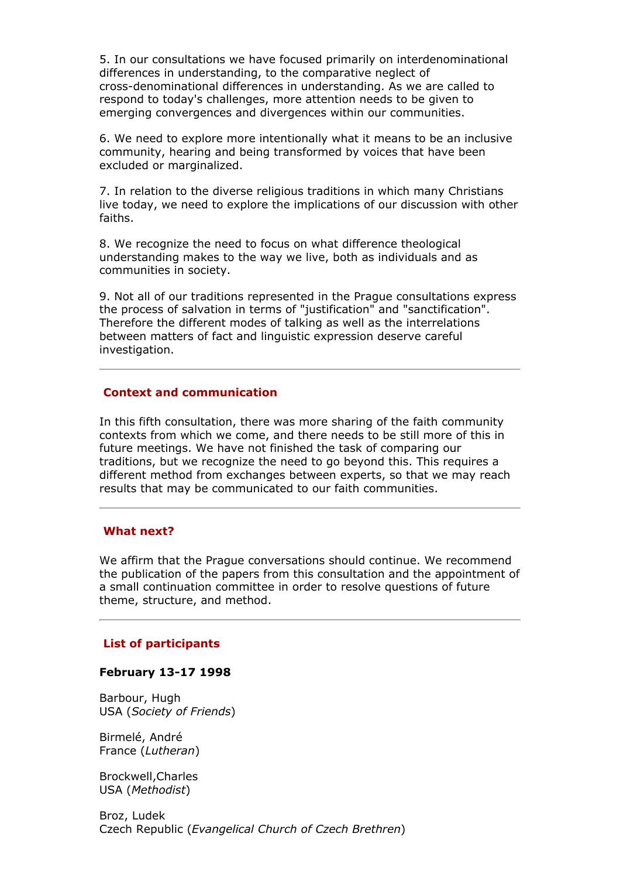5. In our consultations we have focused primarily on interdenominational differences in understanding, to the comparative neglect of cross-denominational differences in understanding. As we are called to respond to today's challenges, more attention needs to be given to emerging convergences and divergences within our communities.

6. We need to explore more intentionally what it means to be an inclusive community, hearing and being transformed by voices that have been excluded or marginalized.

7. In relation to the diverse religious traditions in which many Christians live today, we need to explore the implications of our discussion with other faiths.

8. We recognize the need to focus on what difference theological understanding makes to the way we live, both as individuals and as communities in society.

9. Not all of our traditions represented in the Prague consultations express the process of salvation in terms of "justification" and "sanctification". Therefore the different modes of talking as well as the interrelations between matters of fact and linguistic expression deserve careful investigation.

---

## Context and communication

In this fifth consultation, there was more sharing of the faith community contexts from which we come, and there needs to be still more of this in future meetings. We have not finished the task of comparing our traditions, but we recognize the need to go beyond this. This requires a different method from exchanges between experts, so that we may reach results that may be communicated to our faith communities.

---

## What next?

We affirm that the Prague conversations should continue. We recommend the publication of the papers from this consultation and the appointment of a small continuation committee in order to resolve questions of future theme, structure, and method.

---

## List of participants

**February 13-17 1998**

Barbour, Hugh
USA (*Society of Friends*)

Birmelé, André
France (*Lutheran*)

Brockwell,Charles
USA (*Methodist*)

Broz, Ludek
Czech Republic (*Evangelical Church of Czech Brethren*)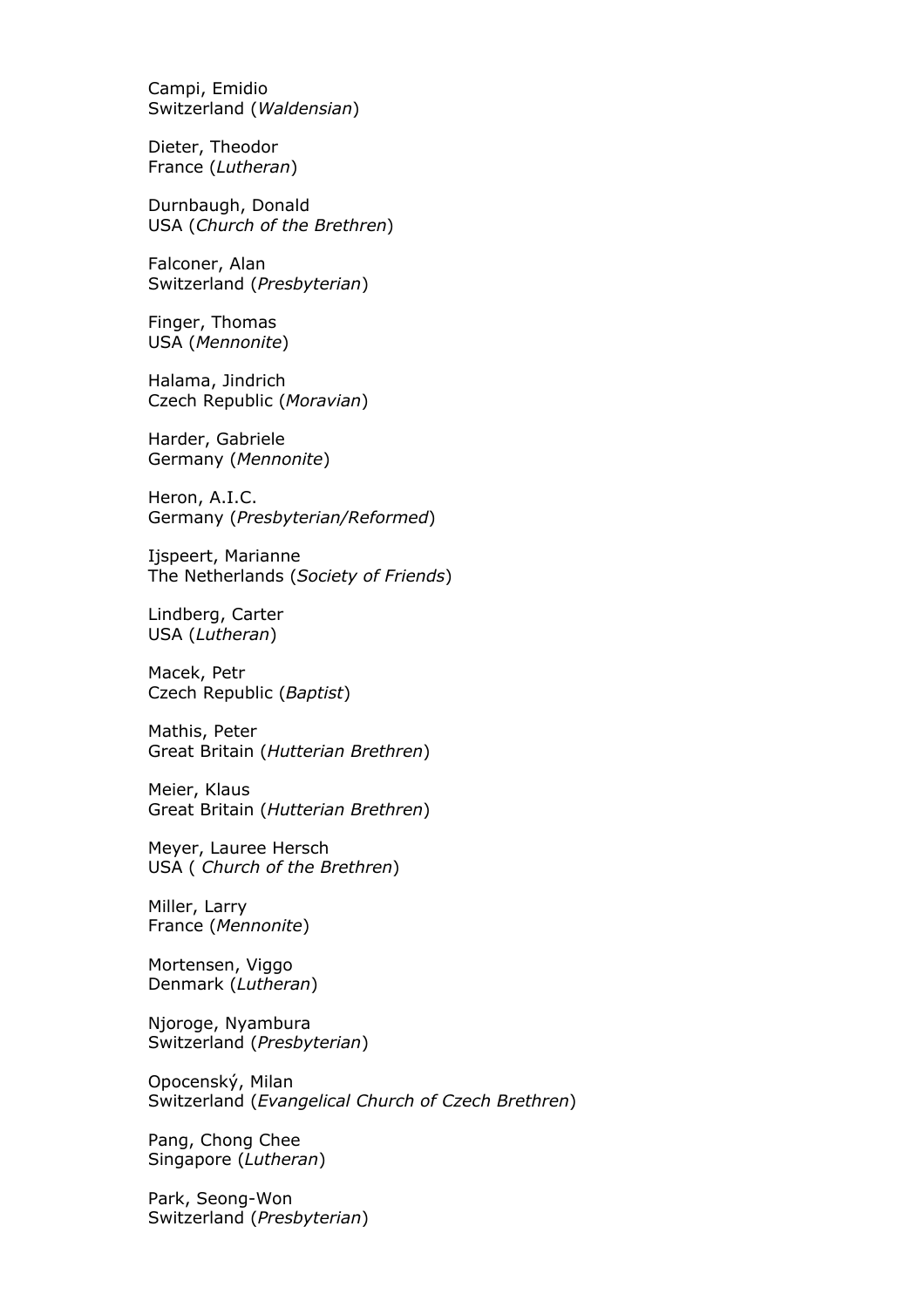Campi, Emidio
Switzerland (*Waldensian*)

Dieter, Theodor
France (*Lutheran*)

Durnbaugh, Donald
USA (*Church of the Brethren*)

Falconer, Alan
Switzerland (*Presbyterian*)

Finger, Thomas
USA (*Mennonite*)

Halama, Jindrich
Czech Republic (*Moravian*)

Harder, Gabriele
Germany (*Mennonite*)

Heron, A.I.C.
Germany (*Presbyterian/Reformed*)

Ijspeert, Marianne
The Netherlands (*Society of Friends*)

Lindberg, Carter
USA (*Lutheran*)

Macek, Petr
Czech Republic (*Baptist*)

Mathis, Peter
Great Britain (*Hutterian Brethren*)

Meier, Klaus
Great Britain (*Hutterian Brethren*)

Meyer, Lauree Hersch
USA ( *Church of the Brethren*)

Miller, Larry
France (*Mennonite*)

Mortensen, Viggo
Denmark (*Lutheran*)

Njoroge, Nyambura
Switzerland (*Presbyterian*)

Opocenský, Milan
Switzerland (*Evangelical Church of Czech Brethren*)

Pang, Chong Chee
Singapore (*Lutheran*)

Park, Seong-Won
Switzerland (*Presbyterian*)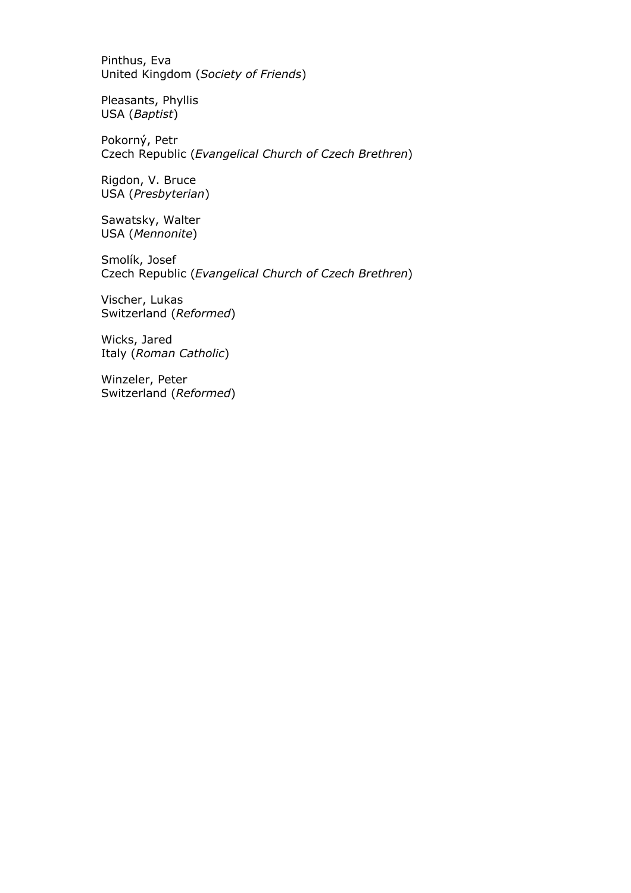Pinthus, Eva
United Kingdom (*Society of Friends*)

Pleasants, Phyllis
USA (*Baptist*)

Pokorný, Petr
Czech Republic (*Evangelical Church of Czech Brethren*)

Rigdon, V. Bruce
USA (*Presbyterian*)

Sawatsky, Walter
USA (*Mennonite*)

Smolík, Josef
Czech Republic (*Evangelical Church of Czech Brethren*)

Vischer, Lukas
Switzerland (*Reformed*)

Wicks, Jared
Italy (*Roman Catholic*)

Winzeler, Peter
Switzerland (*Reformed*)